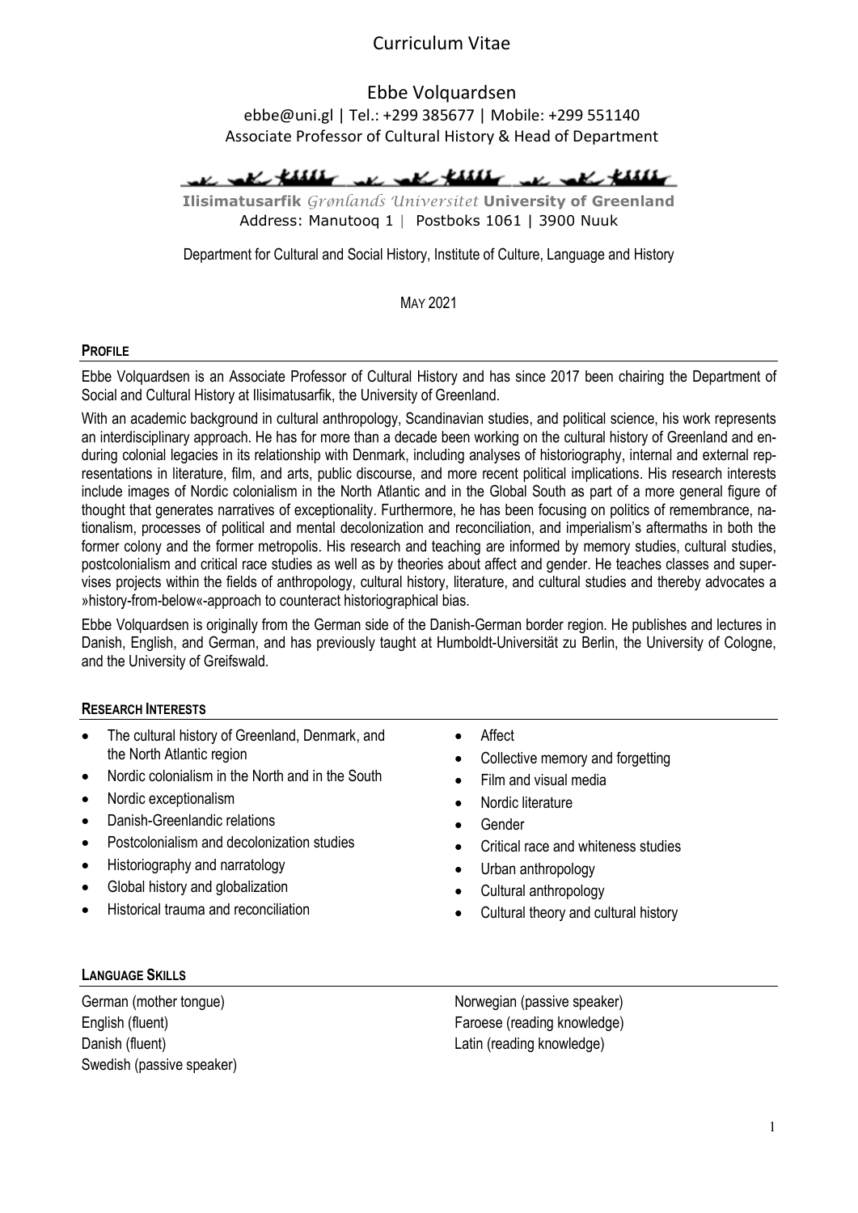# Curriculum Vitae

Ebbe Volquardsen
ebbe@uni.gl | Tel.: +299 385677 | Mobile: +299 551140
Associate Professor of Cultural History & Head of Department

**Ilisimatusarfik** *Grønlands Universitet* **University of Greenland**
Address: Manutooq 1 | Postboks 1061 | 3900 Nuuk

Department for Cultural and Social History, Institute of Culture, Language and History

MAY 2021

## PROFILE

Ebbe Volquardsen is an Associate Professor of Cultural History and has since 2017 been chairing the Department of Social and Cultural History at Ilisimatusarfik, the University of Greenland.

With an academic background in cultural anthropology, Scandinavian studies, and political science, his work represents an interdisciplinary approach. He has for more than a decade been working on the cultural history of Greenland and enduring colonial legacies in its relationship with Denmark, including analyses of historiography, internal and external representations in literature, film, and arts, public discourse, and more recent political implications. His research interests include images of Nordic colonialism in the North Atlantic and in the Global South as part of a more general figure of thought that generates narratives of exceptionality. Furthermore, he has been focusing on politics of remembrance, nationalism, processes of political and mental decolonization and reconciliation, and imperialism's aftermaths in both the former colony and the former metropolis. His research and teaching are informed by memory studies, cultural studies, postcolonialism and critical race studies as well as by theories about affect and gender. He teaches classes and supervises projects within the fields of anthropology, cultural history, literature, and cultural studies and thereby advocates a »history-from-below«-approach to counteract historiographical bias.

Ebbe Volquardsen is originally from the German side of the Danish-German border region. He publishes and lectures in Danish, English, and German, and has previously taught at Humboldt-Universität zu Berlin, the University of Cologne, and the University of Greifswald.

## RESEARCH INTERESTS

- The cultural history of Greenland, Denmark, and the North Atlantic region
- Nordic colonialism in the North and in the South
- Nordic exceptionalism
- Danish-Greenlandic relations
- Postcolonialism and decolonization studies
- Historiography and narratology
- Global history and globalization
- Historical trauma and reconciliation
- Affect
- Collective memory and forgetting
- Film and visual media
- Nordic literature
- Gender
- Critical race and whiteness studies
- Urban anthropology
- Cultural anthropology
- Cultural theory and cultural history

## LANGUAGE SKILLS

German (mother tongue)
English (fluent)
Danish (fluent)
Swedish (passive speaker)
Norwegian (passive speaker)
Faroese (reading knowledge)
Latin (reading knowledge)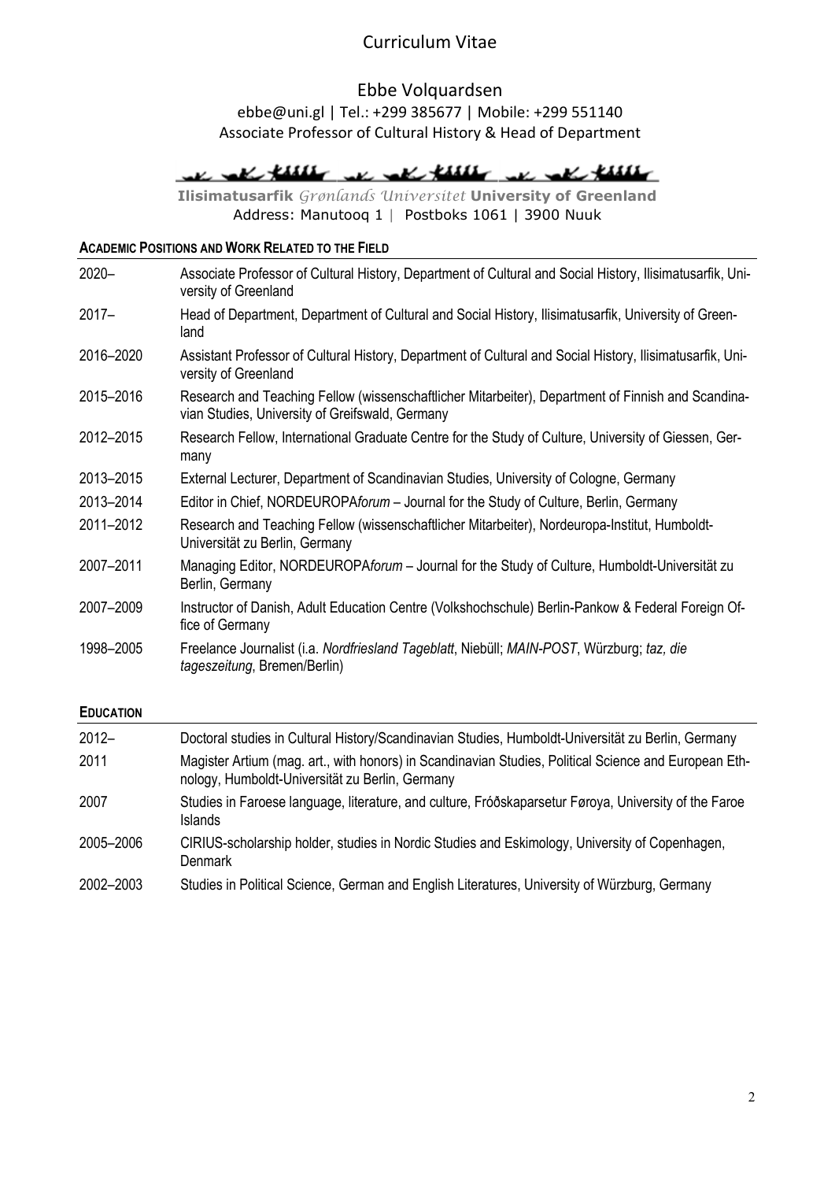# Curriculum Vitae

## Ebbe Volquardsen

ebbe@uni.gl | Tel.: +299 385677 | Mobile: +299 551140
Associate Professor of Cultural History & Head of Department

**Ilisimatusarfik** *Grønlands Universitet* **University of Greenland**
Address: Manutooq 1 | Postboks 1061 | 3900 Nuuk

### Academic Positions and Work Related to the Field

| | |
|---|---|
| 2020– | Associate Professor of Cultural History, Department of Cultural and Social History, Ilisimatusarfik, University of Greenland |
| 2017– | Head of Department, Department of Cultural and Social History, Ilisimatusarfik, University of Greenland |
| 2016–2020 | Assistant Professor of Cultural History, Department of Cultural and Social History, Ilisimatusarfik, University of Greenland |
| 2015–2016 | Research and Teaching Fellow (wissenschaftlicher Mitarbeiter), Department of Finnish and Scandinavian Studies, University of Greifswald, Germany |
| 2012–2015 | Research Fellow, International Graduate Centre for the Study of Culture, University of Giessen, Germany |
| 2013–2015 | External Lecturer, Department of Scandinavian Studies, University of Cologne, Germany |
| 2013–2014 | Editor in Chief, NORDEUROPA*forum* – Journal for the Study of Culture, Berlin, Germany |
| 2011–2012 | Research and Teaching Fellow (wissenschaftlicher Mitarbeiter), Nordeuropa-Institut, Humboldt-Universität zu Berlin, Germany |
| 2007–2011 | Managing Editor, NORDEUROPA*forum* – Journal for the Study of Culture, Humboldt-Universität zu Berlin, Germany |
| 2007–2009 | Instructor of Danish, Adult Education Centre (Volkshochschule) Berlin-Pankow & Federal Foreign Office of Germany |
| 1998–2005 | Freelance Journalist (i.a. *Nordfriesland Tageblatt*, Niebüll; *MAIN-POST*, Würzburg; *taz, die tageszeitung*, Bremen/Berlin) |

### Education

| | |
|---|---|
| 2012– | Doctoral studies in Cultural History/Scandinavian Studies, Humboldt-Universität zu Berlin, Germany |
| 2011 | Magister Artium (mag. art., with honors) in Scandinavian Studies, Political Science and European Ethnology, Humboldt-Universität zu Berlin, Germany |
| 2007 | Studies in Faroese language, literature, and culture, Fróðskaparsetur Føroya, University of the Faroe Islands |
| 2005–2006 | CIRIUS-scholarship holder, studies in Nordic Studies and Eskimology, University of Copenhagen, Denmark |
| 2002–2003 | Studies in Political Science, German and English Literatures, University of Würzburg, Germany |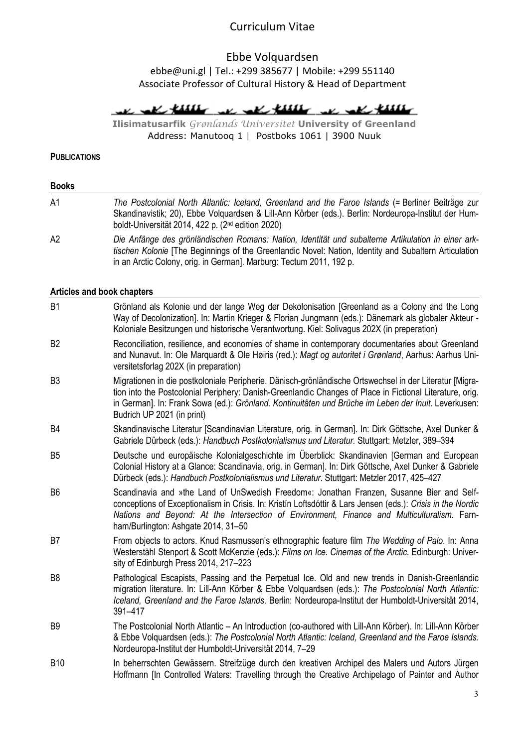# Curriculum Vitae

Ebbe Volquardsen
ebbe@uni.gl | Tel.: +299 385677 | Mobile: +299 551140
Associate Professor of Cultural History & Head of Department

**Ilisimatusarfik** *Grønlands Universitet* **University of Greenland**
Address: Manutooq 1 | Postboks 1061 | 3900 Nuuk

**PUBLICATIONS**

**Books**

| | |
|---|---|
| A1 | *The Postcolonial North Atlantic: Iceland, Greenland and the Faroe Islands* (= Berliner Beiträge zur Skandinavistik; 20), Ebbe Volquardsen & Lill-Ann Körber (eds.). Berlin: Nordeuropa-Institut der Humboldt-Universität 2014, 422 p. (2nd edition 2020) |
| A2 | *Die Anfänge des grönländischen Romans: Nation, Identität und subalterne Artikulation in einer arktischen Kolonie* [The Beginnings of the Greenlandic Novel: Nation, Identity and Subaltern Articulation in an Arctic Colony, orig. in German]. Marburg: Tectum 2011, 192 p. |

**Articles and book chapters**

| | |
|---|---|
| B1 | Grönland als Kolonie und der lange Weg der Dekolonisation [Greenland as a Colony and the Long Way of Decolonization]. In: Martin Krieger & Florian Jungmann (eds.): Dänemark als globaler Akteur - Koloniale Besitzungen und historische Verantwortung. Kiel: Solivagus 202X (in preperation) |
| B2 | Reconciliation, resilience, and economies of shame in contemporary documentaries about Greenland and Nunavut. In: Ole Marquardt & Ole Høiris (red.): *Magt og autoritet i Grønland*, Aarhus: Aarhus Universitetsforlag 202X (in preparation) |
| B3 | Migrationen in die postkoloniale Peripherie. Dänisch-grönländische Ortswechsel in der Literatur [Migration into the Postcolonial Periphery: Danish-Greenlandic Changes of Place in Fictional Literature, orig. in German]. In: Frank Sowa (ed.): *Grönland. Kontinuitäten und Brüche im Leben der Inuit*. Leverkusen: Budrich UP 2021 (in print) |
| B4 | Skandinavische Literatur [Scandinavian Literature, orig. in German]. In: Dirk Göttsche, Axel Dunker & Gabriele Dürbeck (eds.): *Handbuch Postkolonialismus und Literatur*. Stuttgart: Metzler, 389–394 |
| B5 | Deutsche und europäische Kolonialgeschichte im Überblick: Skandinavien [German and European Colonial History at a Glance: Scandinavia, orig. in German]. In: Dirk Göttsche, Axel Dunker & Gabriele Dürbeck (eds.): *Handbuch Postkolonialismus und Literatur*. Stuttgart: Metzler 2017, 425–427 |
| B6 | Scandinavia and »the Land of UnSwedish Freedom«: Jonathan Franzen, Susanne Bier and Self-conceptions of Exceptionalism in Crisis. In: Kristín Loftsdóttir & Lars Jensen (eds.): *Crisis in the Nordic Nations and Beyond: At the Intersection of Environment, Finance and Multiculturalism*. Farnham/Burlington: Ashgate 2014, 31–50 |
| B7 | From objects to actors. Knud Rasmussen's ethnographic feature film *The Wedding of Palo*. In: Anna Westerståhl Stenport & Scott McKenzie (eds.): *Films on Ice. Cinemas of the Arctic*. Edinburgh: University of Edinburgh Press 2014, 217–223 |
| B8 | Pathological Escapists, Passing and the Perpetual Ice. Old and new trends in Danish-Greenlandic migration literature. In: Lill-Ann Körber & Ebbe Volquardsen (eds.): *The Postcolonial North Atlantic: Iceland, Greenland and the Faroe Islands*. Berlin: Nordeuropa-Institut der Humboldt-Universität 2014, 391–417 |
| B9 | The Postcolonial North Atlantic – An Introduction (co-authored with Lill-Ann Körber). In: Lill-Ann Körber & Ebbe Volquardsen (eds.): *The Postcolonial North Atlantic: Iceland, Greenland and the Faroe Islands*. Nordeuropa-Institut der Humboldt-Universität 2014, 7–29 |
| B10 | In beherrschten Gewässern. Streifzüge durch den kreativen Archipel des Malers und Autors Jürgen Hoffmann [In Controlled Waters: Travelling through the Creative Archipelago of Painter and Author |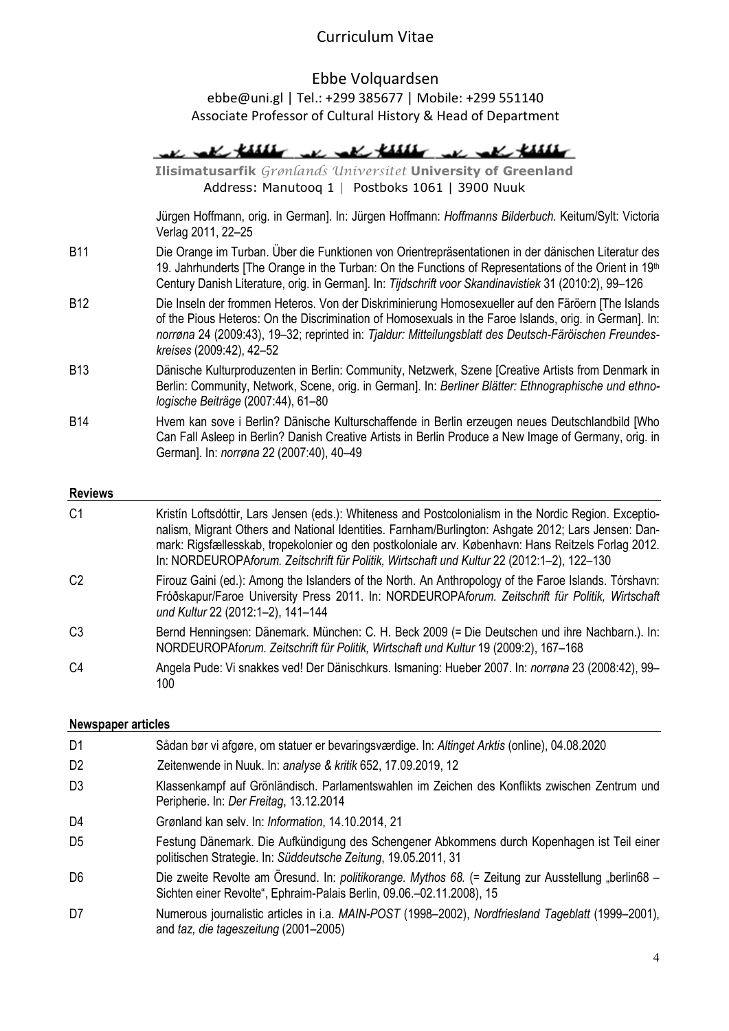Jürgen Hoffmann, orig. in German]. In: Jürgen Hoffmann: *Hoffmanns Bilderbuch.* Keitum/Sylt: Victoria Verlag 2011, 22–25

**B11** Die Orange im Turban. Über die Funktionen von Orientrepräsentationen in der dänischen Literatur des 19. Jahrhunderts [The Orange in the Turban: On the Functions of Representations of the Orient in 19th Century Danish Literature, orig. in German]. In: *Tijdschrift voor Skandinavistiek* 31 (2010:2), 99–126

**B12** Die Inseln der frommen Heteros. Von der Diskriminierung Homosexueller auf den Färöern [The Islands of the Pious Heteros: On the Discrimination of Homosexuals in the Faroe Islands, orig. in German]. In: *norrøna* 24 (2009:43), 19–32; reprinted in: *Tjaldur: Mitteilungsblatt des Deutsch-Färöischen Freundeskreises* (2009:42), 42–52

**B13** Dänische Kulturproduzenten in Berlin: Community, Netzwerk, Szene [Creative Artists from Denmark in Berlin: Community, Network, Scene, orig. in German]. In: *Berliner Blätter: Ethnographische und ethnologische Beiträge* (2007:44), 61–80

**B14** Hvem kan sove i Berlin? Dänische Kulturschaffende in Berlin erzeugen neues Deutschlandbild [Who Can Fall Asleep in Berlin? Danish Creative Artists in Berlin Produce a New Image of Germany, orig. in German]. In: *norrøna* 22 (2007:40), 40–49

## Reviews

**C1** Kristín Loftsdóttir, Lars Jensen (eds.): Whiteness and Postcolonialism in the Nordic Region. Exceptionalism, Migrant Others and National Identities. Farnham/Burlington: Ashgate 2012; Lars Jensen: Danmark: Rigsfællesskab, tropekolonier og den postkoloniale arv. København: Hans Reitzels Forlag 2012. In: NORDEUROPA*forum. Zeitschrift für Politik, Wirtschaft und Kultur* 22 (2012:1–2), 122–130

**C2** Firouz Gaini (ed.): Among the Islanders of the North. An Anthropology of the Faroe Islands. Tórshavn: Fróðskapur/Faroe University Press 2011. In: NORDEUROPA*forum. Zeitschrift für Politik, Wirtschaft und Kultur* 22 (2012:1–2), 141–144

**C3** Bernd Henningsen: Dänemark. München: C. H. Beck 2009 (= Die Deutschen und ihre Nachbarn.). In: NORDEUROPA*forum. Zeitschrift für Politik, Wirtschaft und Kultur* 19 (2009:2), 167–168

**C4** Angela Pude: Vi snakkes ved! Der Dänischkurs. Ismaning: Hueber 2007. In: *norrøna* 23 (2008:42), 99–100

## Newspaper articles

**D1** Sådan bør vi afgøre, om statuer er bevaringsværdige. In: *Altinget Arktis* (online), 04.08.2020

**D2** Zeitenwende in Nuuk. In: *analyse & kritik* 652, 17.09.2019, 12

**D3** Klassenkampf auf Grönländisch. Parlamentswahlen im Zeichen des Konflikts zwischen Zentrum und Peripherie. In: *Der Freitag*, 13.12.2014

**D4** Grønland kan selv. In: *Information*, 14.10.2014, 21

**D5** Festung Dänemark. Die Aufkündigung des Schengener Abkommens durch Kopenhagen ist Teil einer politischen Strategie. In: *Süddeutsche Zeitung*, 19.05.2011, 31

**D6** Die zweite Revolte am Öresund. In: *politikorange. Mythos 68.* (= Zeitung zur Ausstellung „berlin68 – Sichten einer Revolte", Ephraim-Palais Berlin, 09.06.–02.11.2008), 15

**D7** Numerous journalistic articles in i.a. *MAIN-POST* (1998–2002), *Nordfriesland Tageblatt* (1999–2001), and *taz, die tageszeitung* (2001–2005)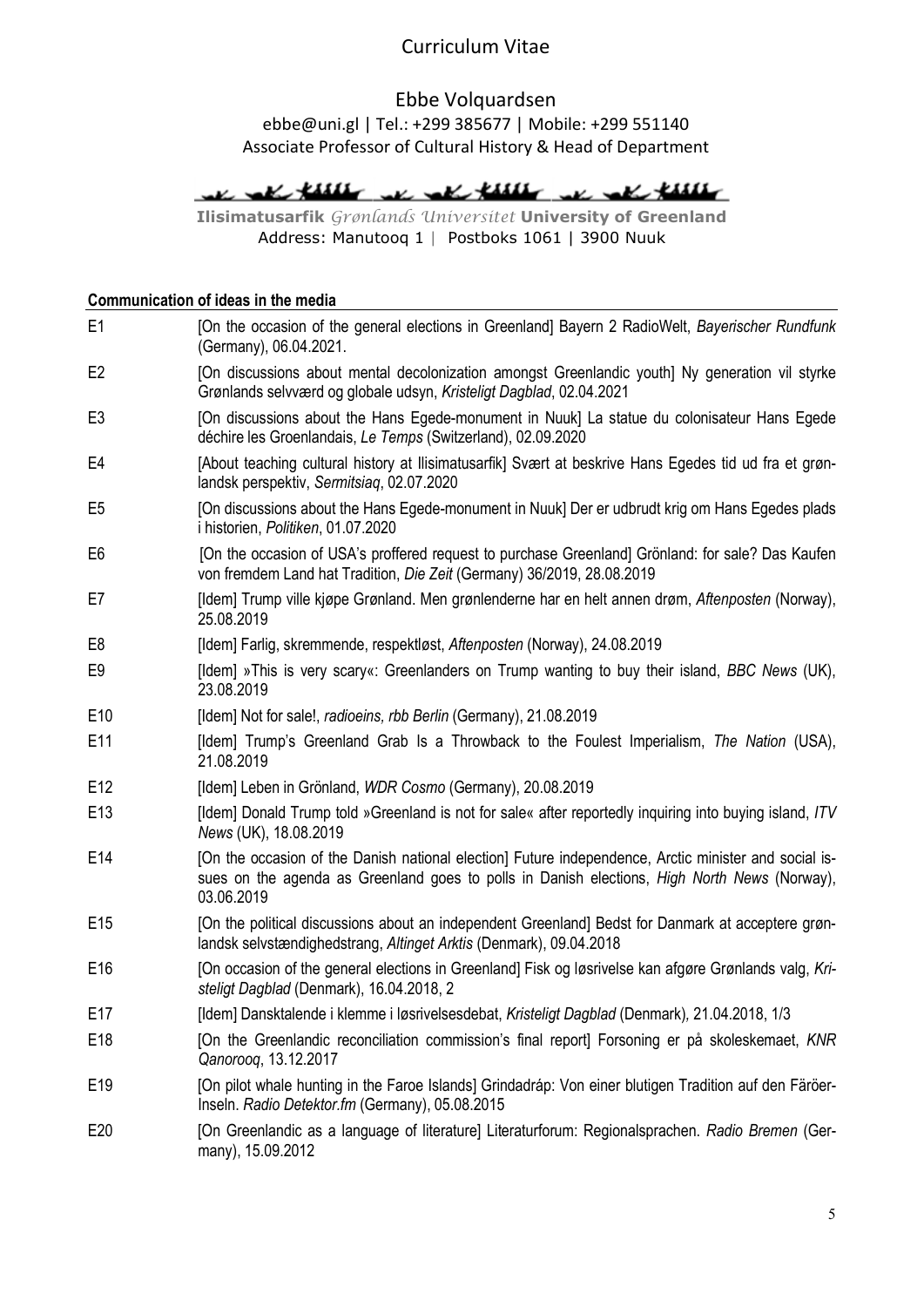# Curriculum Vitae

Ebbe Volquardsen

ebbe@uni.gl | Tel.: +299 385677 | Mobile: +299 551140

Associate Professor of Cultural History & Head of Department

**Ilisimatusarfik** *Grønlands Universitet* **University of Greenland**

Address: Manutooq 1 | Postboks 1061 | 3900 Nuuk

## Communication of ideas in the media

| | |
|---|---|
| E1 | [On the occasion of the general elections in Greenland] Bayern 2 RadioWelt, *Bayerischer Rundfunk* (Germany), 06.04.2021. |
| E2 | [On discussions about mental decolonization amongst Greenlandic youth] Ny generation vil styrke Grønlands selvværd og globale udsyn, *Kristeligt Dagblad*, 02.04.2021 |
| E3 | [On discussions about the Hans Egede-monument in Nuuk] La statue du colonisateur Hans Egede déchire les Groenlandais, *Le Temps* (Switzerland), 02.09.2020 |
| E4 | [About teaching cultural history at Ilisimatusarfik] Svært at beskrive Hans Egedes tid ud fra et grønlandsk perspektiv, *Sermitsiaq*, 02.07.2020 |
| E5 | [On discussions about the Hans Egede-monument in Nuuk] Der er udbrudt krig om Hans Egedes plads i historien, *Politiken*, 01.07.2020 |
| E6 | [On the occasion of USA's proffered request to purchase Greenland] Grönland: for sale? Das Kaufen von fremdem Land hat Tradition, *Die Zeit* (Germany) 36/2019, 28.08.2019 |
| E7 | [Idem] Trump ville kjøpe Grønland. Men grønlenderne har en helt annen drøm, *Aftenposten* (Norway), 25.08.2019 |
| E8 | [Idem] Farlig, skremmende, respektløst, *Aftenposten* (Norway), 24.08.2019 |
| E9 | [Idem] »This is very scary«: Greenlanders on Trump wanting to buy their island, *BBC News* (UK), 23.08.2019 |
| E10 | [Idem] Not for sale!, *radioeins, rbb Berlin* (Germany), 21.08.2019 |
| E11 | [Idem] Trump's Greenland Grab Is a Throwback to the Foulest Imperialism, *The Nation* (USA), 21.08.2019 |
| E12 | [Idem] Leben in Grönland, *WDR Cosmo* (Germany), 20.08.2019 |
| E13 | [Idem] Donald Trump told »Greenland is not for sale« after reportedly inquiring into buying island, *ITV News* (UK), 18.08.2019 |
| E14 | [On the occasion of the Danish national election] Future independence, Arctic minister and social issues on the agenda as Greenland goes to polls in Danish elections, *High North News* (Norway), 03.06.2019 |
| E15 | [On the political discussions about an independent Greenland] Bedst for Danmark at acceptere grønlandsk selvstændighedstrang, *Altinget Arktis* (Denmark), 09.04.2018 |
| E16 | [On occasion of the general elections in Greenland] Fisk og løsrivelse kan afgøre Grønlands valg, *Kristeligt Dagblad* (Denmark), 16.04.2018, 2 |
| E17 | [Idem] Dansktalende i klemme i løsrivelsesdebat, *Kristeligt Dagblad* (Denmark), 21.04.2018, 1/3 |
| E18 | [On the Greenlandic reconciliation commission's final report] Forsoning er på skoleskemaet, *KNR Qanorooq*, 13.12.2017 |
| E19 | [On pilot whale hunting in the Faroe Islands] Grindadráp: Von einer blutigen Tradition auf den Färöer-Inseln. *Radio Detektor.fm* (Germany), 05.08.2015 |
| E20 | [On Greenlandic as a language of literature] Literaturforum: Regionalsprachen. *Radio Bremen* (Germany), 15.09.2012 |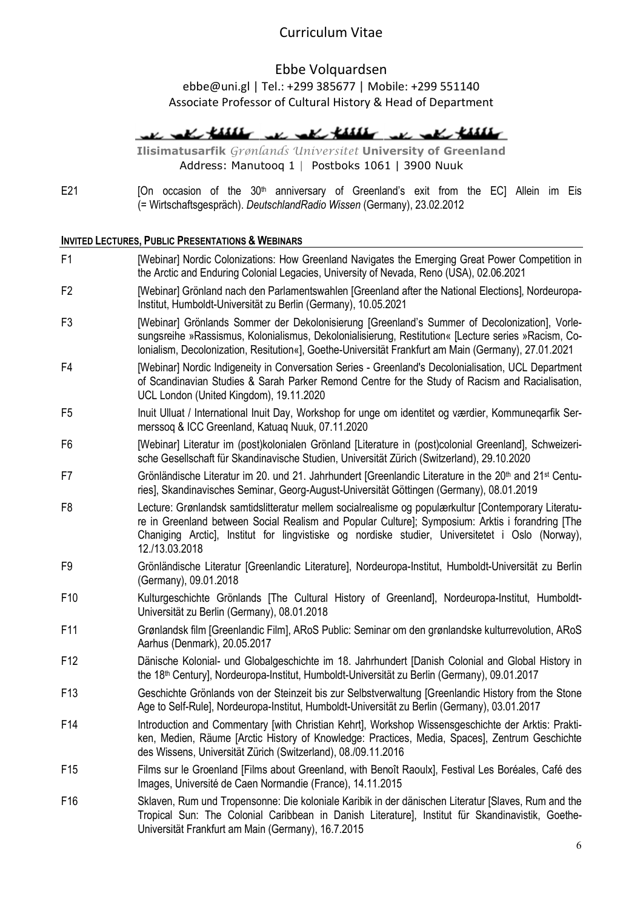E21 [On occasion of the 30th anniversary of Greenland's exit from the EC] Allein im Eis (= Wirtschaftsgespräch). *DeutschlandRadio Wissen* (Germany), 23.02.2012

## INVITED LECTURES, PUBLIC PRESENTATIONS & WEBINARS

F1 [Webinar] Nordic Colonizations: How Greenland Navigates the Emerging Great Power Competition in the Arctic and Enduring Colonial Legacies, University of Nevada, Reno (USA), 02.06.2021

F2 [Webinar] Grönland nach den Parlamentswahlen [Greenland after the National Elections], Nordeuropa-Institut, Humboldt-Universität zu Berlin (Germany), 10.05.2021

F3 [Webinar] Grönlands Sommer der Dekolonisierung [Greenland's Summer of Decolonization], Vorlesungsreihe »Rassismus, Kolonialismus, Dekolonialisierung, Restitution« [Lecture series »Racism, Colonialism, Decolonization, Resitution«], Goethe-Universität Frankfurt am Main (Germany), 27.01.2021

F4 [Webinar] Nordic Indigeneity in Conversation Series - Greenland's Decolonialisation, UCL Department of Scandinavian Studies & Sarah Parker Remond Centre for the Study of Racism and Racialisation, UCL London (United Kingdom), 19.11.2020

F5 Inuit Ulluat / International Inuit Day, Workshop for unge om identitet og værdier, Kommuneqarfik Sermerssoq & ICC Greenland, Katuaq Nuuk, 07.11.2020

F6 [Webinar] Literatur im (post)kolonialen Grönland [Literature in (post)colonial Greenland], Schweizerische Gesellschaft für Skandinavische Studien, Universität Zürich (Switzerland), 29.10.2020

F7 Grönländische Literatur im 20. und 21. Jahrhundert [Greenlandic Literature in the 20th and 21st Centuries], Skandinavisches Seminar, Georg-August-Universität Göttingen (Germany), 08.01.2019

F8 Lecture: Grønlandsk samtidslitteratur mellem socialrealisme og populærkultur [Contemporary Literature in Greenland between Social Realism and Popular Culture]; Symposium: Arktis i forandring [The Chaniging Arctic], Institut for lingvistiske og nordiske studier, Universitetet i Oslo (Norway), 12./13.03.2018

F9 Grönländische Literatur [Greenlandic Literature], Nordeuropa-Institut, Humboldt-Universität zu Berlin (Germany), 09.01.2018

F10 Kulturgeschichte Grönlands [The Cultural History of Greenland], Nordeuropa-Institut, Humboldt-Universität zu Berlin (Germany), 08.01.2018

F11 Grønlandsk film [Greenlandic Film], ARoS Public: Seminar om den grønlandske kulturrevolution, ARoS Aarhus (Denmark), 20.05.2017

F12 Dänische Kolonial- und Globalgeschichte im 18. Jahrhundert [Danish Colonial and Global History in the 18th Century], Nordeuropa-Institut, Humboldt-Universität zu Berlin (Germany), 09.01.2017

F13 Geschichte Grönlands von der Steinzeit bis zur Selbstverwaltung [Greenlandic History from the Stone Age to Self-Rule], Nordeuropa-Institut, Humboldt-Universität zu Berlin (Germany), 03.01.2017

F14 Introduction and Commentary [with Christian Kehrt], Workshop Wissensgeschichte der Arktis: Praktiken, Medien, Räume [Arctic History of Knowledge: Practices, Media, Spaces], Zentrum Geschichte des Wissens, Universität Zürich (Switzerland), 08./09.11.2016

F15 Films sur le Groenland [Films about Greenland, with Benoît Raoulx], Festival Les Boréales, Café des Images, Université de Caen Normandie (France), 14.11.2015

F16 Sklaven, Rum und Tropensonne: Die koloniale Karibik in der dänischen Literatur [Slaves, Rum and the Tropical Sun: The Colonial Caribbean in Danish Literature], Institut für Skandinavistik, Goethe-Universität Frankfurt am Main (Germany), 16.7.2015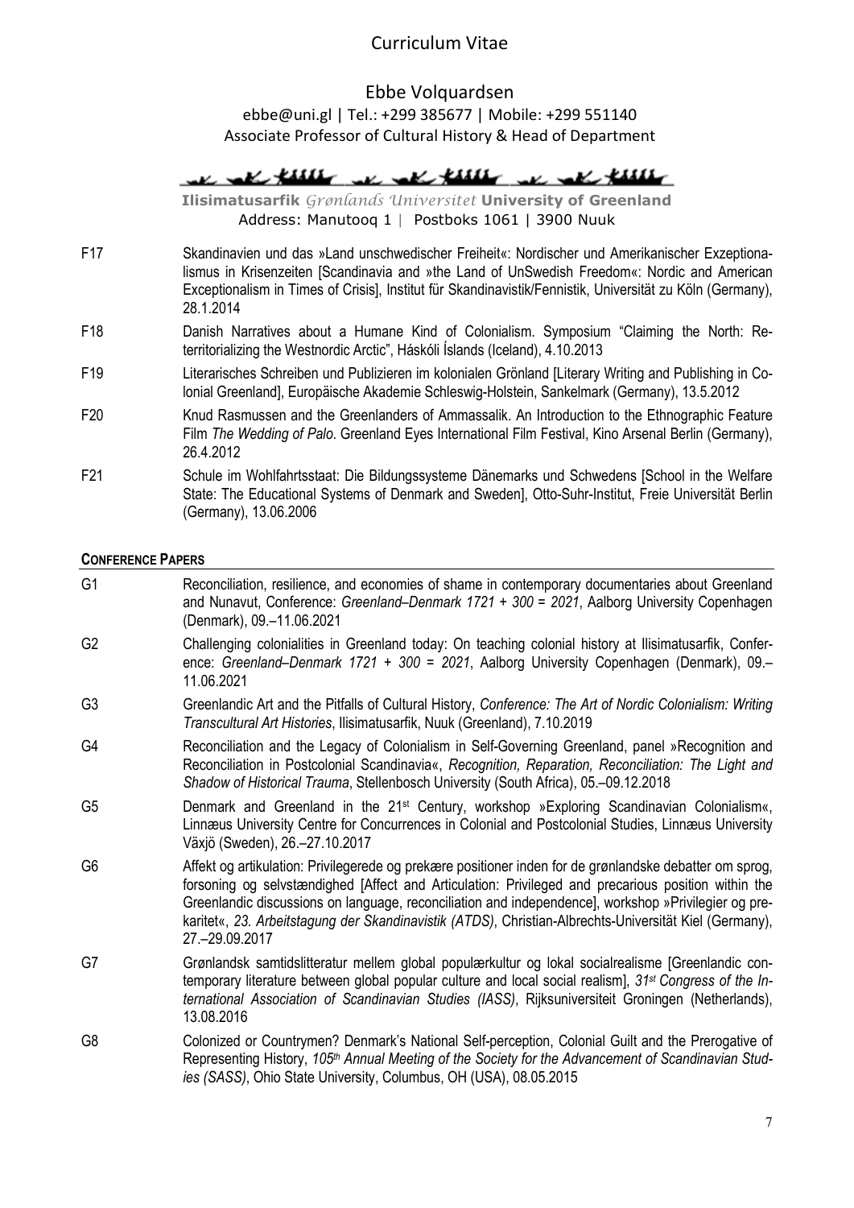F17 Skandinavien und das »Land unschwedischer Freiheit«: Nordischer und Amerikanischer Exzeptionalismus in Krisenzeiten [Scandinavia and »the Land of UnSwedish Freedom«: Nordic and American Exceptionalism in Times of Crisis], Institut für Skandinavistik/Fennistik, Universität zu Köln (Germany), 28.1.2014

F18 Danish Narratives about a Humane Kind of Colonialism. Symposium "Claiming the North: Reterritorializing the Westnordic Arctic", Háskóli Íslands (Iceland), 4.10.2013

F19 Literarisches Schreiben und Publizieren im kolonialen Grönland [Literary Writing and Publishing in Colonial Greenland], Europäische Akademie Schleswig-Holstein, Sankelmark (Germany), 13.5.2012

F20 Knud Rasmussen and the Greenlanders of Ammassalik. An Introduction to the Ethnographic Feature Film *The Wedding of Palo*. Greenland Eyes International Film Festival, Kino Arsenal Berlin (Germany), 26.4.2012

F21 Schule im Wohlfahrtsstaat: Die Bildungssysteme Dänemarks und Schwedens [School in the Welfare State: The Educational Systems of Denmark and Sweden], Otto-Suhr-Institut, Freie Universität Berlin (Germany), 13.06.2006

**CONFERENCE PAPERS**

G1 Reconciliation, resilience, and economies of shame in contemporary documentaries about Greenland and Nunavut, Conference: *Greenland–Denmark 1721 + 300 = 2021*, Aalborg University Copenhagen (Denmark), 09.–11.06.2021

G2 Challenging colonialities in Greenland today: On teaching colonial history at Ilisimatusarfik, Conference: *Greenland–Denmark 1721 + 300 = 2021*, Aalborg University Copenhagen (Denmark), 09.–11.06.2021

G3 Greenlandic Art and the Pitfalls of Cultural History, *Conference: The Art of Nordic Colonialism: Writing Transcultural Art Histories*, Ilisimatusarfik, Nuuk (Greenland), 7.10.2019

G4 Reconciliation and the Legacy of Colonialism in Self-Governing Greenland, panel »Recognition and Reconciliation in Postcolonial Scandinavia«, *Recognition, Reparation, Reconciliation: The Light and Shadow of Historical Trauma*, Stellenbosch University (South Africa), 05.–09.12.2018

G5 Denmark and Greenland in the 21st Century, workshop »Exploring Scandinavian Colonialism«, Linnæus University Centre for Concurrences in Colonial and Postcolonial Studies, Linnæus University Växjö (Sweden), 26.–27.10.2017

G6 Affekt og artikulation: Privilegerede og prekære positioner inden for de grønlandske debatter om sprog, forsoning og selvstændighed [Affect and Articulation: Privileged and precarious position within the Greenlandic discussions on language, reconciliation and independence], workshop »Privilegier og prekaritet«, *23. Arbeitstagung der Skandinavistik (ATDS)*, Christian-Albrechts-Universität Kiel (Germany), 27.–29.09.2017

G7 Grønlandsk samtidslitteratur mellem global populærkultur og lokal socialrealisme [Greenlandic contemporary literature between global popular culture and local social realism], *31st Congress of the International Association of Scandinavian Studies (IASS)*, Rijksuniversiteit Groningen (Netherlands), 13.08.2016

G8 Colonized or Countrymen? Denmark's National Self-perception, Colonial Guilt and the Prerogative of Representing History, *105th Annual Meeting of the Society for the Advancement of Scandinavian Studies (SASS)*, Ohio State University, Columbus, OH (USA), 08.05.2015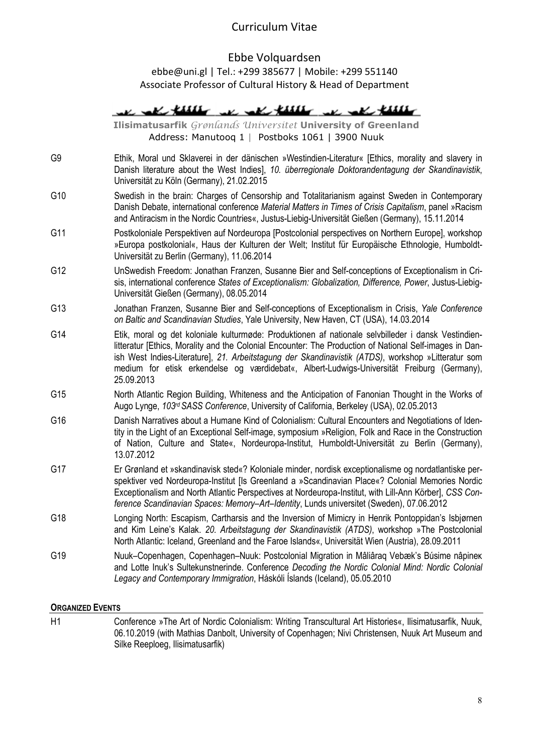G9 Ethik, Moral und Sklaverei in der dänischen »Westindien-Literatur« [Ethics, morality and slavery in Danish literature about the West Indies], *10. überregionale Doktorandentagung der Skandinavistik*, Universität zu Köln (Germany), 21.02.2015

G10 Swedish in the brain: Charges of Censorship and Totalitarianism against Sweden in Contemporary Danish Debate, international conference *Material Matters in Times of Crisis Capitalism*, panel »Racism and Antiracism in the Nordic Countries«, Justus-Liebig-Universität Gießen (Germany), 15.11.2014

G11 Postkoloniale Perspektiven auf Nordeuropa [Postcolonial perspectives on Northern Europe], workshop »Europa postkolonial«, Haus der Kulturen der Welt; Institut für Europäische Ethnologie, Humboldt-Universität zu Berlin (Germany), 11.06.2014

G12 UnSwedish Freedom: Jonathan Franzen, Susanne Bier and Self-conceptions of Exceptionalism in Crisis, international conference *States of Exceptionalism: Globalization, Difference, Power*, Justus-Liebig-Universität Gießen (Germany), 08.05.2014

G13 Jonathan Franzen, Susanne Bier and Self-conceptions of Exceptionalism in Crisis, *Yale Conference on Baltic and Scandinavian Studies*, Yale University, New Haven, CT (USA), 14.03.2014

G14 Etik, moral og det koloniale kulturmøde: Produktionen af nationale selvbilleder i dansk Vestindien-litteratur [Ethics, Morality and the Colonial Encounter: The Production of National Self-images in Danish West Indies-Literature], *21. Arbeitstagung der Skandinavistik (ATDS)*, workshop »Litteratur som medium for etisk erkendelse og værdidebat«, Albert-Ludwigs-Universität Freiburg (Germany), 25.09.2013

G15 North Atlantic Region Building, Whiteness and the Anticipation of Fanonian Thought in the Works of Augo Lynge, *103rd SASS Conference*, University of California, Berkeley (USA), 02.05.2013

G16 Danish Narratives about a Humane Kind of Colonialism: Cultural Encounters and Negotiations of Identity in the Light of an Exceptional Self-image, symposium »Religion, Folk and Race in the Construction of Nation, Culture and State«, Nordeuropa-Institut, Humboldt-Universität zu Berlin (Germany), 13.07.2012

G17 Er Grønland et »skandinavisk sted«? Koloniale minder, nordisk exceptionalisme og nordatlantiske perspektiver ved Nordeuropa-Institut [Is Greenland a »Scandinavian Place«? Colonial Memories Nordic Exceptionalism and North Atlantic Perspectives at Nordeuropa-Institut, with Lill-Ann Körber], *CSS Conference Scandinavian Spaces: Memory–Art–Identity*, Lunds universitet (Sweden), 07.06.2012

G18 Longing North: Escapism, Cartharsis and the Inversion of Mimicry in Henrik Pontoppidan's Isbjørnen and Kim Leine's Kalak. *20. Arbeitstagung der Skandinavistik (ATDS)*, workshop »The Postcolonial North Atlantic: Iceland, Greenland and the Faroe Islands«, Universität Wien (Austria), 28.09.2011

G19 Nuuk–Copenhagen, Copenhagen–Nuuk: Postcolonial Migration in Mâliâraq Vebæk's Búsime nâpineĸ and Lotte Inuk's Sultekunstnerinde. Conference *Decoding the Nordic Colonial Mind: Nordic Colonial Legacy and Contemporary Immigration*, Háskóli Íslands (Iceland), 05.05.2010

## ORGANIZED EVENTS

H1 Conference »The Art of Nordic Colonialism: Writing Transcultural Art Histories«, Ilisimatusarfik, Nuuk, 06.10.2019 (with Mathias Danbolt, University of Copenhagen; Nivi Christensen, Nuuk Art Museum and Silke Reeploeg, Ilisimatusarfik)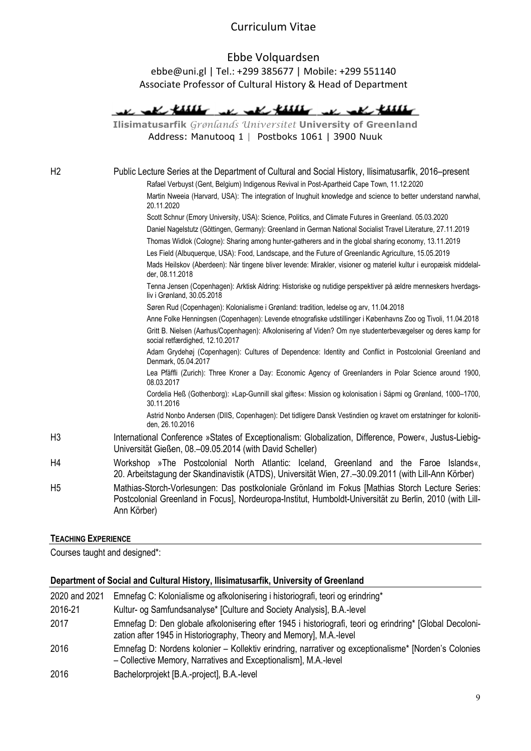# Curriculum Vitae

## Ebbe Volquardsen

ebbe@uni.gl | Tel.: +299 385677 | Mobile: +299 551140
Associate Professor of Cultural History & Head of Department

**Ilisimatusarfik** *Grønlands Universitet* **University of Greenland**
Address: Manutooq 1 | Postboks 1061 | 3900 Nuuk

H2 Public Lecture Series at the Department of Cultural and Social History, Ilisimatusarfik, 2016–present

- Rafael Verbuyst (Gent, Belgium) Indigenous Revival in Post-Apartheid Cape Town, 11.12.2020
- Martin Nweeia (Harvard, USA): The integration of Inughuit knowledge and science to better understand narwhal, 20.11.2020
- Scott Schnur (Emory University, USA): Science, Politics, and Climate Futures in Greenland. 05.03.2020
- Daniel Nagelstutz (Göttingen, Germany): Greenland in German National Socialist Travel Literature, 27.11.2019
- Thomas Widlok (Cologne): Sharing among hunter-gatherers and in the global sharing economy, 13.11.2019
- Les Field (Albuquerque, USA): Food, Landscape, and the Future of Greenlandic Agriculture, 15.05.2019
- Mads Heilskov (Aberdeen): Når tingene bliver levende: Mirakler, visioner og materiel kultur i europæisk middelalder, 08.11.2018
- Tenna Jensen (Copenhagen): Arktisk Aldring: Historiske og nutidige perspektiver på ældre menneskers hverdagsliv i Grønland, 30.05.2018
- Søren Rud (Copenhagen): Kolonialisme i Grønland: tradition, ledelse og arv, 11.04.2018
- Anne Folke Henningsen (Copenhagen): Levende etnografiske udstillinger i Københavns Zoo og Tivoli, 11.04.2018
- Gritt B. Nielsen (Aarhus/Copenhagen): Afkolonisering af Viden? Om nye studenterbevægelser og deres kamp for social retfærdighed, 12.10.2017
- Adam Grydehøj (Copenhagen): Cultures of Dependence: Identity and Conflict in Postcolonial Greenland and Denmark, 05.04.2017
- Lea Pfäffli (Zurich): Three Kroner a Day: Economic Agency of Greenlanders in Polar Science around 1900, 08.03.2017
- Cordelia Heß (Gothenborg): »Lap-Gunnill skal giftes«: Mission og kolonisation i Sápmi og Grønland, 1000–1700, 30.11.2016
- Astrid Nonbo Andersen (DIIS, Copenhagen): Det tidligere Dansk Vestindien og kravet om erstatninger for kolonitiden, 26.10.2016

H3 International Conference »States of Exceptionalism: Globalization, Difference, Power«, Justus-Liebig-Universität Gießen, 08.–09.05.2014 (with David Scheller)

H4 Workshop »The Postcolonial North Atlantic: Iceland, Greenland and the Faroe Islands«, 20. Arbeitstagung der Skandinavistik (ATDS), Universität Wien, 27.–30.09.2011 (with Lill-Ann Körber)

H5 Mathias-Storch-Vorlesungen: Das postkoloniale Grönland im Fokus [Mathias Storch Lecture Series: Postcolonial Greenland in Focus], Nordeuropa-Institut, Humboldt-Universität zu Berlin, 2010 (with Lill-Ann Körber)

## TEACHING EXPERIENCE

Courses taught and designed*:

### Department of Social and Cultural History, Ilisimatusarfik, University of Greenland

| | |
|---|---|
| 2020 and 2021 | Emnefag C: Kolonialisme og afkolonisering i historiografi, teori og erindring* |
| 2016-21 | Kultur- og Samfundsanalyse* [Culture and Society Analysis], B.A.-level |
| 2017 | Emnefag D: Den globale afkolonisering efter 1945 i historiografi, teori og erindring* [Global Decolonization after 1945 in Historiography, Theory and Memory], M.A.-level |
| 2016 | Emnefag D: Nordens kolonier – Kollektiv erindring, narrativer og exceptionalisme* [Norden's Colonies – Collective Memory, Narratives and Exceptionalism], M.A.-level |
| 2016 | Bachelorprojekt [B.A.-project], B.A.-level |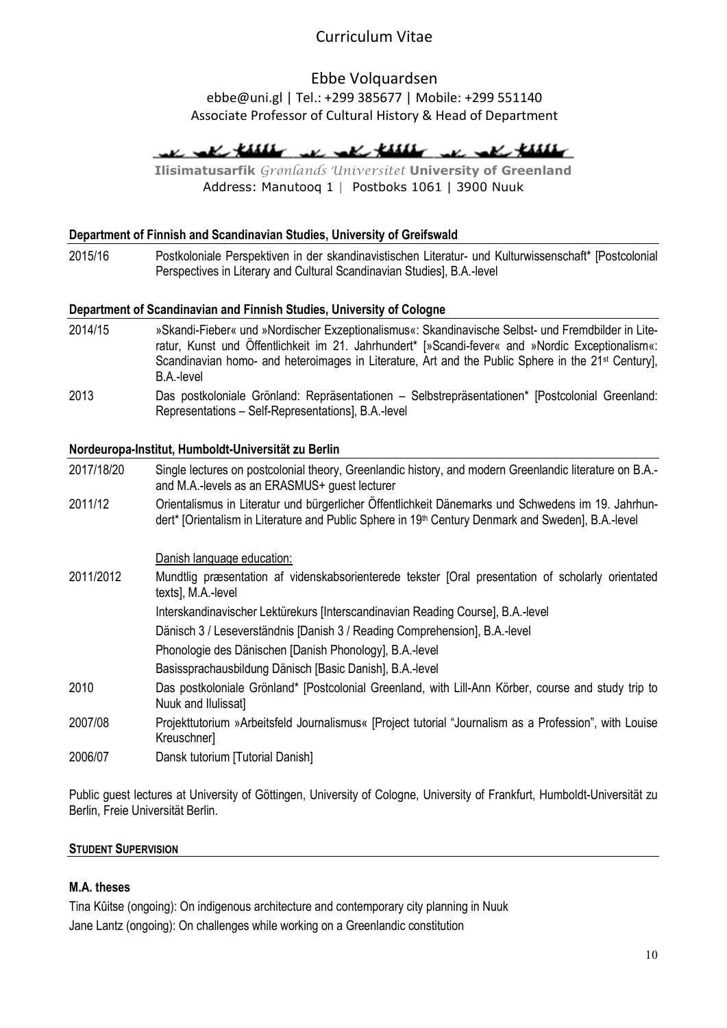# Curriculum Vitae

## Ebbe Volquardsen

ebbe@uni.gl | Tel.: +299 385677 | Mobile: +299 551140
Associate Professor of Cultural History & Head of Department

**Ilisimatusarfik** *Grønlands Universitet* **University of Greenland**
Address: Manutooq 1 | Postboks 1061 | 3900 Nuuk

### Department of Finnish and Scandinavian Studies, University of Greifswald

| | |
|---|---|
| 2015/16 | Postkoloniale Perspektiven in der skandinavistischen Literatur- und Kulturwissenschaft* [Postcolonial Perspectives in Literary and Cultural Scandinavian Studies], B.A.-level |

### Department of Scandinavian and Finnish Studies, University of Cologne

| | |
|---|---|
| 2014/15 | »Skandi-Fieber« und »Nordischer Exzeptionalismus«: Skandinavische Selbst- und Fremdbilder in Literatur, Kunst und Öffentlichkeit im 21. Jahrhundert* [»Scandi-fever« and »Nordic Exceptionalism«: Scandinavian homo- and heteroimages in Literature, Art and the Public Sphere in the 21st Century], B.A.-level |
| 2013 | Das postkoloniale Grönland: Repräsentationen – Selbstrepräsentationen* [Postcolonial Greenland: Representations – Self-Representations], B.A.-level |

### Nordeuropa-Institut, Humboldt-Universität zu Berlin

| | |
|---|---|
| 2017/18/20 | Single lectures on postcolonial theory, Greenlandic history, and modern Greenlandic literature on B.A.- and M.A.-levels as an ERASMUS+ guest lecturer |
| 2011/12 | Orientalismus in Literatur und bürgerlicher Öffentlichkeit Dänemarks und Schwedens im 19. Jahrhundert* [Orientalism in Literature and Public Sphere in 19th Century Denmark and Sweden], B.A.-level |
| | Danish language education: |
| 2011/2012 | Mundtlig præsentation af videnskabsorienterede tekster [Oral presentation of scholarly orientated texts], M.A.-level |
| | Interskandinavischer Lektürekurs [Interscandinavian Reading Course], B.A.-level |
| | Dänisch 3 / Leseverständnis [Danish 3 / Reading Comprehension], B.A.-level |
| | Phonologie des Dänischen [Danish Phonology], B.A.-level |
| | Basissprachausbildung Dänisch [Basic Danish], B.A.-level |
| 2010 | Das postkoloniale Grönland* [Postcolonial Greenland, with Lill-Ann Körber, course and study trip to Nuuk and Ilulissat] |
| 2007/08 | Projekttutorium »Arbeitsfeld Journalismus« [Project tutorial "Journalism as a Profession", with Louise Kreuschner] |
| 2006/07 | Dansk tutorium [Tutorial Danish] |

Public guest lectures at University of Göttingen, University of Cologne, University of Frankfurt, Humboldt-Universität zu Berlin, Freie Universität Berlin.

## STUDENT SUPERVISION

### M.A. theses

Tina Kûitse (ongoing): On indigenous architecture and contemporary city planning in Nuuk
Jane Lantz (ongoing): On challenges while working on a Greenlandic constitution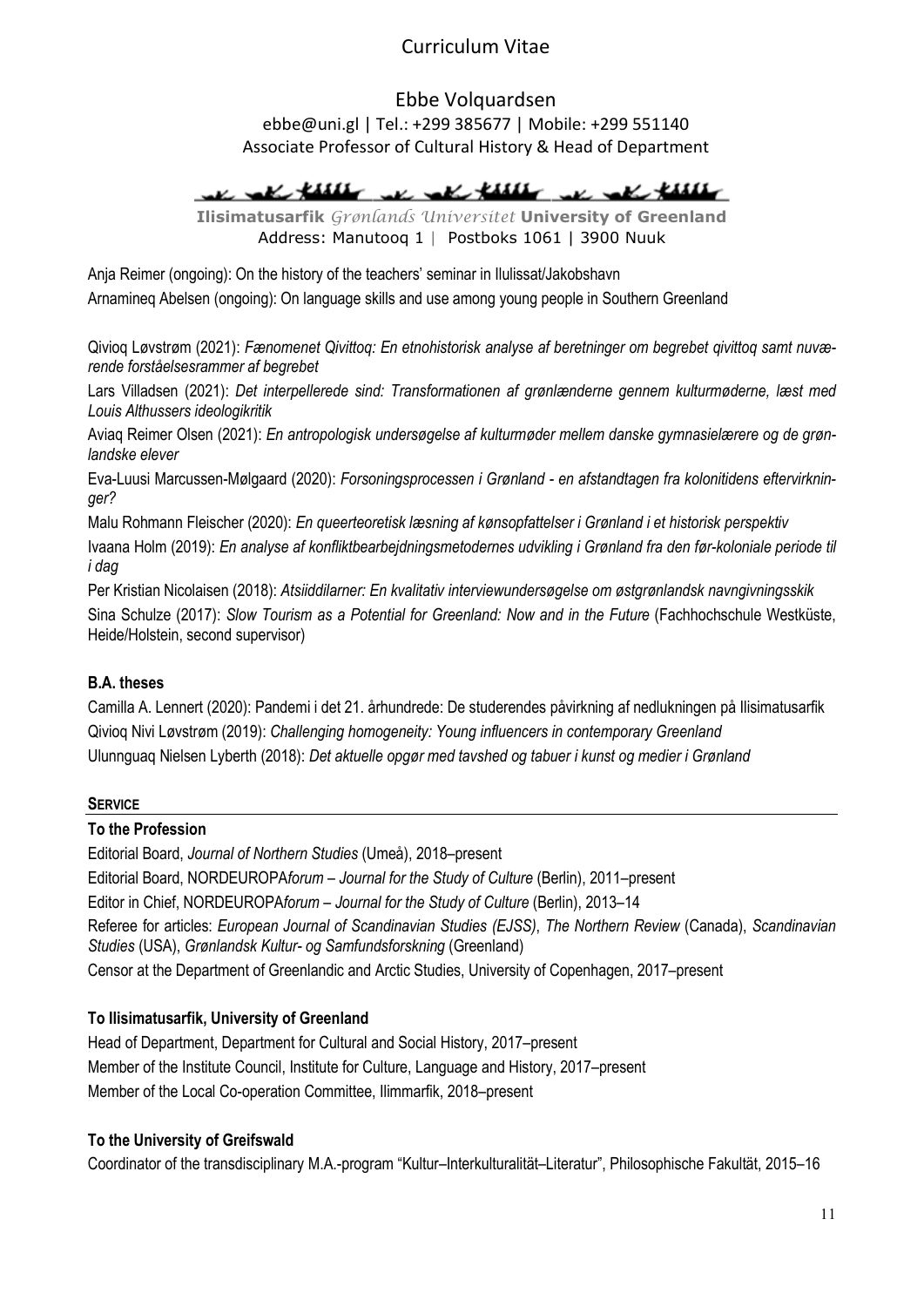Anja Reimer (ongoing): On the history of the teachers' seminar in Ilulissat/Jakobshavn

Arnamineq Abelsen (ongoing): On language skills and use among young people in Southern Greenland

Qivioq Løvstrøm (2021): *Fænomenet Qivittoq: En etnohistorisk analyse af beretninger om begrebet qivittoq samt nuværende forståelsesrammer af begrebet*

Lars Villadsen (2021): *Det interpellerede sind: Transformationen af grønlænderne gennem kulturmøderne, læst med Louis Althussers ideologikritik*

Aviaq Reimer Olsen (2021): *En antropologisk undersøgelse af kulturmøder mellem danske gymnasielærere og de grønlandske elever*

Eva-Luusi Marcussen-Mølgaard (2020): *Forsoningsprocessen i Grønland - en afstandtagen fra kolonitidens eftervirkninger?*

Malu Rohmann Fleischer (2020): *En queerteoretisk læsning af kønsopfattelser i Grønland i et historisk perspektiv*

Ivaana Holm (2019): *En analyse af konfliktbearbejdningsmetodernes udvikling i Grønland fra den før-koloniale periode til i dag*

Per Kristian Nicolaisen (2018): *Atsiiddilarner: En kvalitativ interviewundersøgelse om østgrønlandsk navngivningsskik*

Sina Schulze (2017): *Slow Tourism as a Potential for Greenland: Now and in the Future* (Fachhochschule Westküste, Heide/Holstein, second supervisor)

### B.A. theses

Camilla A. Lennert (2020): Pandemi i det 21. århundrede: De studerendes påvirkning af nedlukningen på Ilisimatusarfik

Qivioq Nivi Løvstrøm (2019): *Challenging homogeneity: Young influencers in contemporary Greenland*

Ulunnguaq Nielsen Lyberth (2018): *Det aktuelle opgør med tavshed og tabuer i kunst og medier i Grønland*

## SERVICE

### To the Profession

Editorial Board, *Journal of Northern Studies* (Umeå), 2018–present

Editorial Board, NORDEUROPA*forum – Journal for the Study of Culture* (Berlin), 2011–present

Editor in Chief, NORDEUROPA*forum – Journal for the Study of Culture* (Berlin), 2013–14

Referee for articles: *European Journal of Scandinavian Studies (EJSS)*, *The Northern Review* (Canada), *Scandinavian Studies* (USA), *Grønlandsk Kultur- og Samfundsforskning* (Greenland)

Censor at the Department of Greenlandic and Arctic Studies, University of Copenhagen, 2017–present

### To Ilisimatusarfik, University of Greenland

Head of Department, Department for Cultural and Social History, 2017–present

Member of the Institute Council, Institute for Culture, Language and History, 2017–present

Member of the Local Co-operation Committee, Ilimmarfik, 2018–present

### To the University of Greifswald

Coordinator of the transdisciplinary M.A.-program "Kultur–Interkulturalität–Literatur", Philosophische Fakultät, 2015–16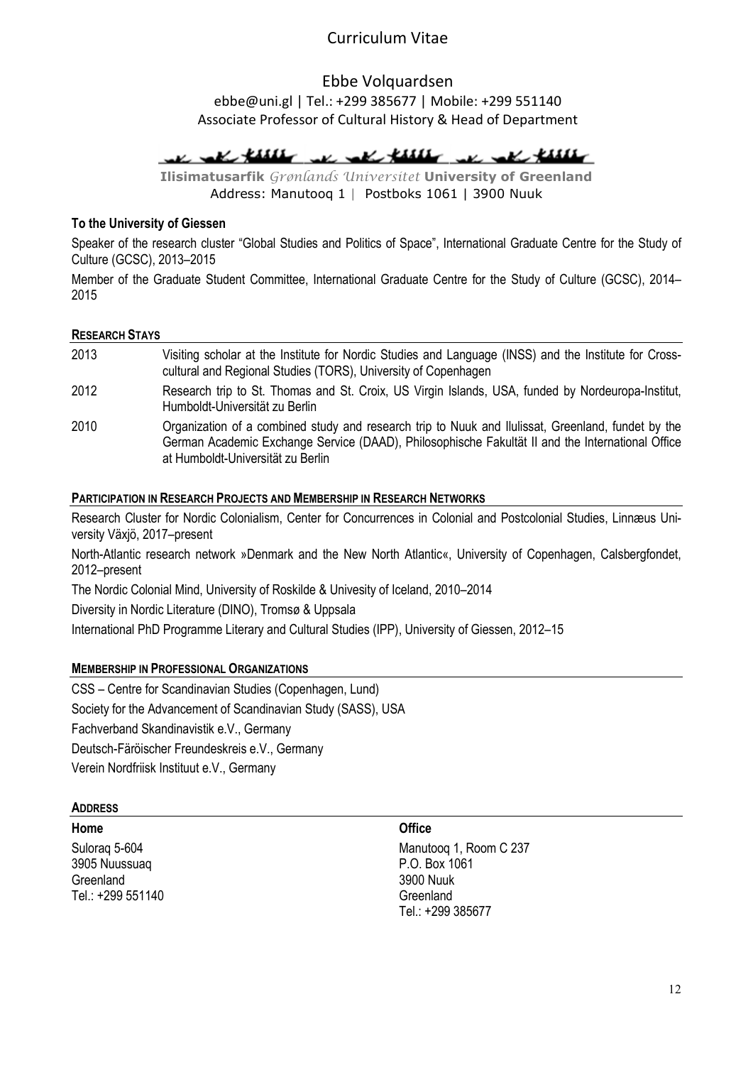**To the University of Giessen**

Speaker of the research cluster "Global Studies and Politics of Space", International Graduate Centre for the Study of Culture (GCSC), 2013–2015

Member of the Graduate Student Committee, International Graduate Centre for the Study of Culture (GCSC), 2014–2015

## RESEARCH STAYS

| | |
|---|---|
| 2013 | Visiting scholar at the Institute for Nordic Studies and Language (INSS) and the Institute for Cross-cultural and Regional Studies (TORS), University of Copenhagen |
| 2012 | Research trip to St. Thomas and St. Croix, US Virgin Islands, USA, funded by Nordeuropa-Institut, Humboldt-Universität zu Berlin |
| 2010 | Organization of a combined study and research trip to Nuuk and Ilulissat, Greenland, fundet by the German Academic Exchange Service (DAAD), Philosophische Fakultät II and the International Office at Humboldt-Universität zu Berlin |

## PARTICIPATION IN RESEARCH PROJECTS AND MEMBERSHIP IN RESEARCH NETWORKS

Research Cluster for Nordic Colonialism, Center for Concurrences in Colonial and Postcolonial Studies, Linnæus University Växjö, 2017–present

North-Atlantic research network »Denmark and the New North Atlantic«, University of Copenhagen, Calsbergfondet, 2012–present

The Nordic Colonial Mind, University of Roskilde & Univesity of Iceland, 2010–2014

Diversity in Nordic Literature (DINO), Tromsø & Uppsala

International PhD Programme Literary and Cultural Studies (IPP), University of Giessen, 2012–15

## MEMBERSHIP IN PROFESSIONAL ORGANIZATIONS

CSS – Centre for Scandinavian Studies (Copenhagen, Lund)

Society for the Advancement of Scandinavian Study (SASS), USA

Fachverband Skandinavistik e.V., Germany

Deutsch-Färöischer Freundeskreis e.V., Germany

Verein Nordfriisk Instituut e.V., Germany

## ADDRESS

**Home**

Suloraq 5-604
3905 Nuussuaq
Greenland
Tel.: +299 551140

**Office**

Manutooq 1, Room C 237
P.O. Box 1061
3900 Nuuk
Greenland
Tel.: +299 385677